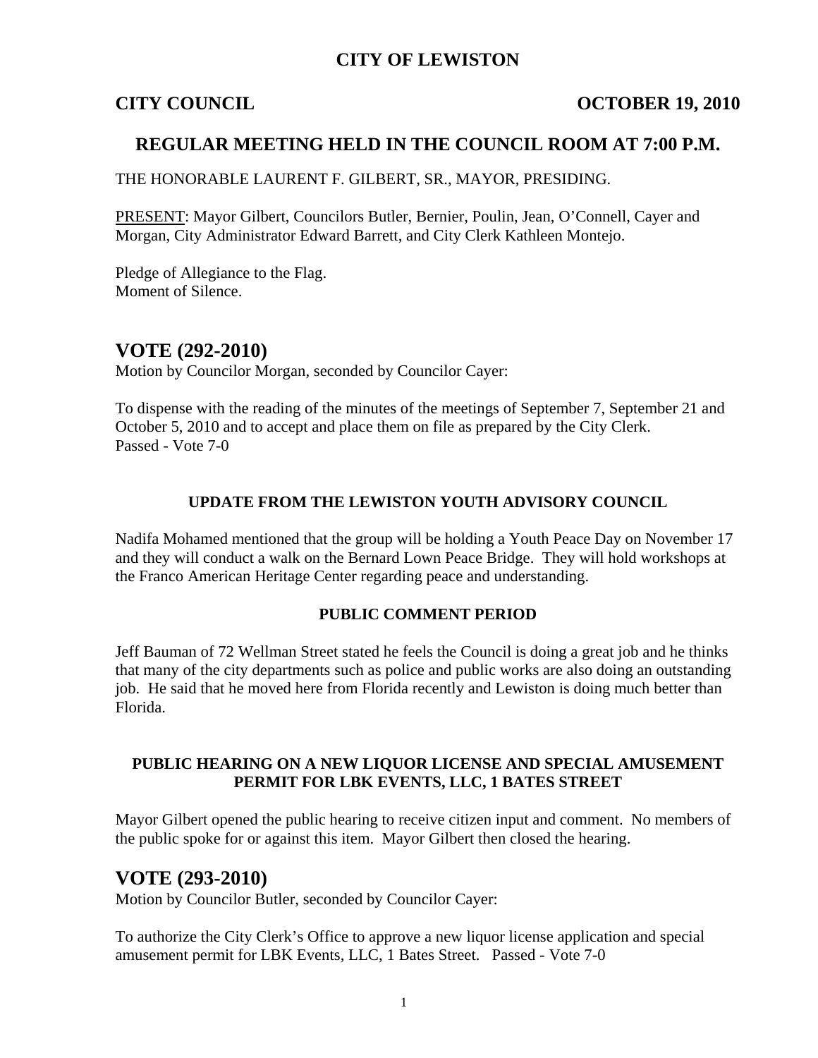# CITY OF LEWISTON

**CITY COUNCIL** **OCTOBER 19, 2010**

## REGULAR MEETING HELD IN THE COUNCIL ROOM AT 7:00 P.M.

THE HONORABLE LAURENT F. GILBERT, SR., MAYOR, PRESIDING.

PRESENT: Mayor Gilbert, Councilors Butler, Bernier, Poulin, Jean, O'Connell, Cayer and Morgan, City Administrator Edward Barrett, and City Clerk Kathleen Montejo.

Pledge of Allegiance to the Flag.
Moment of Silence.

## VOTE (292-2010)

Motion by Councilor Morgan, seconded by Councilor Cayer:

To dispense with the reading of the minutes of the meetings of September 7, September 21 and October 5, 2010 and to accept and place them on file as prepared by the City Clerk.
Passed - Vote 7-0

### UPDATE FROM THE LEWISTON YOUTH ADVISORY COUNCIL

Nadifa Mohamed mentioned that the group will be holding a Youth Peace Day on November 17 and they will conduct a walk on the Bernard Lown Peace Bridge. They will hold workshops at the Franco American Heritage Center regarding peace and understanding.

### PUBLIC COMMENT PERIOD

Jeff Bauman of 72 Wellman Street stated he feels the Council is doing a great job and he thinks that many of the city departments such as police and public works are also doing an outstanding job. He said that he moved here from Florida recently and Lewiston is doing much better than Florida.

### PUBLIC HEARING ON A NEW LIQUOR LICENSE AND SPECIAL AMUSEMENT PERMIT FOR LBK EVENTS, LLC, 1 BATES STREET

Mayor Gilbert opened the public hearing to receive citizen input and comment. No members of the public spoke for or against this item. Mayor Gilbert then closed the hearing.

## VOTE (293-2010)

Motion by Councilor Butler, seconded by Councilor Cayer:

To authorize the City Clerk's Office to approve a new liquor license application and special amusement permit for LBK Events, LLC, 1 Bates Street. Passed - Vote 7-0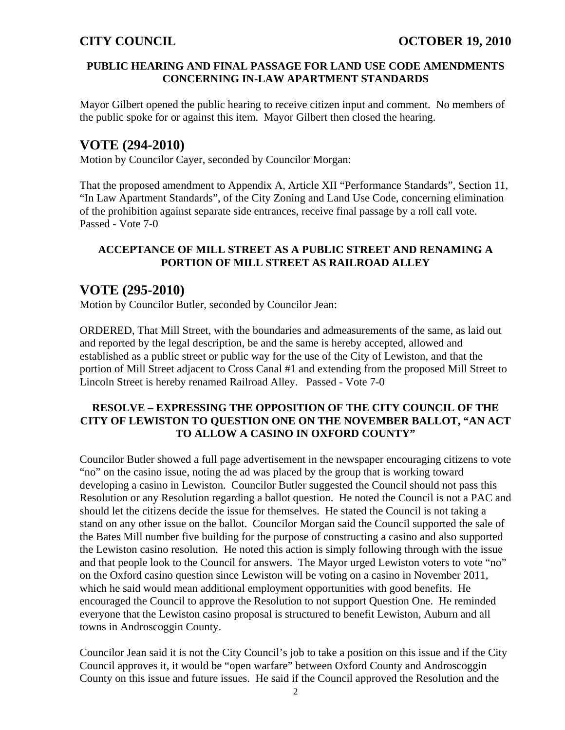### PUBLIC HEARING AND FINAL PASSAGE FOR LAND USE CODE AMENDMENTS CONCERNING IN-LAW APARTMENT STANDARDS

Mayor Gilbert opened the public hearing to receive citizen input and comment. No members of the public spoke for or against this item. Mayor Gilbert then closed the hearing.

## VOTE (294-2010)

Motion by Councilor Cayer, seconded by Councilor Morgan:

That the proposed amendment to Appendix A, Article XII "Performance Standards", Section 11, "In Law Apartment Standards", of the City Zoning and Land Use Code, concerning elimination of the prohibition against separate side entrances, receive final passage by a roll call vote. Passed - Vote 7-0

### ACCEPTANCE OF MILL STREET AS A PUBLIC STREET AND RENAMING A PORTION OF MILL STREET AS RAILROAD ALLEY

## VOTE (295-2010)

Motion by Councilor Butler, seconded by Councilor Jean:

ORDERED, That Mill Street, with the boundaries and admeasurements of the same, as laid out and reported by the legal description, be and the same is hereby accepted, allowed and established as a public street or public way for the use of the City of Lewiston, and that the portion of Mill Street adjacent to Cross Canal #1 and extending from the proposed Mill Street to Lincoln Street is hereby renamed Railroad Alley. Passed - Vote 7-0

### RESOLVE – EXPRESSING THE OPPOSITION OF THE CITY COUNCIL OF THE CITY OF LEWISTON TO QUESTION ONE ON THE NOVEMBER BALLOT, "AN ACT TO ALLOW A CASINO IN OXFORD COUNTY"

Councilor Butler showed a full page advertisement in the newspaper encouraging citizens to vote "no" on the casino issue, noting the ad was placed by the group that is working toward developing a casino in Lewiston. Councilor Butler suggested the Council should not pass this Resolution or any Resolution regarding a ballot question. He noted the Council is not a PAC and should let the citizens decide the issue for themselves. He stated the Council is not taking a stand on any other issue on the ballot. Councilor Morgan said the Council supported the sale of the Bates Mill number five building for the purpose of constructing a casino and also supported the Lewiston casino resolution. He noted this action is simply following through with the issue and that people look to the Council for answers. The Mayor urged Lewiston voters to vote "no" on the Oxford casino question since Lewiston will be voting on a casino in November 2011, which he said would mean additional employment opportunities with good benefits. He encouraged the Council to approve the Resolution to not support Question One. He reminded everyone that the Lewiston casino proposal is structured to benefit Lewiston, Auburn and all towns in Androscoggin County.

Councilor Jean said it is not the City Council's job to take a position on this issue and if the City Council approves it, it would be "open warfare" between Oxford County and Androscoggin County on this issue and future issues. He said if the Council approved the Resolution and the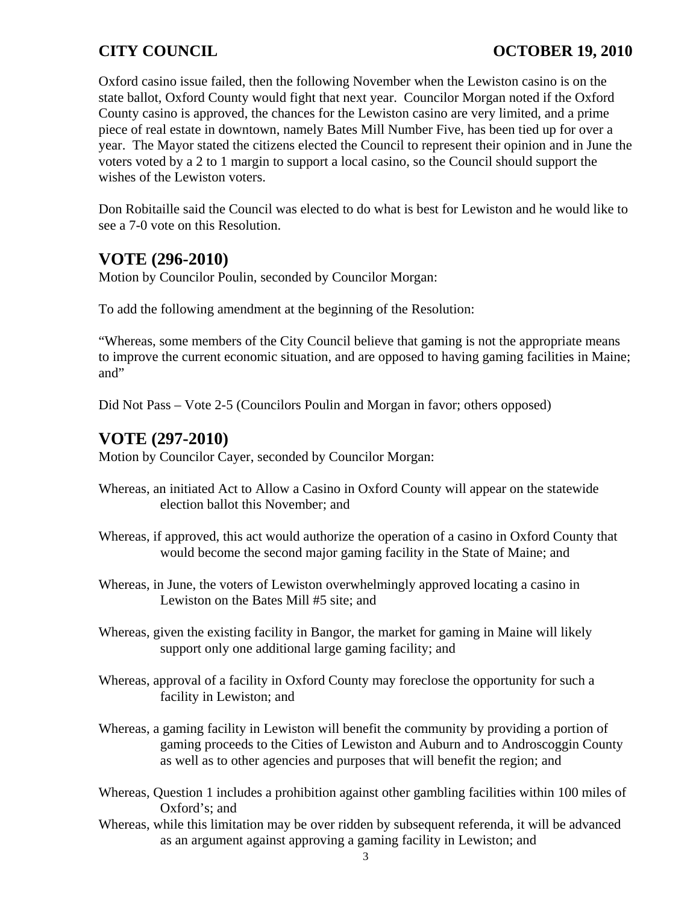Oxford casino issue failed, then the following November when the Lewiston casino is on the state ballot, Oxford County would fight that next year. Councilor Morgan noted if the Oxford County casino is approved, the chances for the Lewiston casino are very limited, and a prime piece of real estate in downtown, namely Bates Mill Number Five, has been tied up for over a year. The Mayor stated the citizens elected the Council to represent their opinion and in June the voters voted by a 2 to 1 margin to support a local casino, so the Council should support the wishes of the Lewiston voters.

Don Robitaille said the Council was elected to do what is best for Lewiston and he would like to see a 7-0 vote on this Resolution.

## VOTE (296-2010)

Motion by Councilor Poulin, seconded by Councilor Morgan:

To add the following amendment at the beginning of the Resolution:

"Whereas, some members of the City Council believe that gaming is not the appropriate means to improve the current economic situation, and are opposed to having gaming facilities in Maine; and"

Did Not Pass – Vote 2-5 (Councilors Poulin and Morgan in favor; others opposed)

## VOTE (297-2010)

Motion by Councilor Cayer, seconded by Councilor Morgan:

Whereas, an initiated Act to Allow a Casino in Oxford County will appear on the statewide election ballot this November; and

Whereas, if approved, this act would authorize the operation of a casino in Oxford County that would become the second major gaming facility in the State of Maine; and

Whereas, in June, the voters of Lewiston overwhelmingly approved locating a casino in Lewiston on the Bates Mill #5 site; and

Whereas, given the existing facility in Bangor, the market for gaming in Maine will likely support only one additional large gaming facility; and

Whereas, approval of a facility in Oxford County may foreclose the opportunity for such a facility in Lewiston; and

Whereas, a gaming facility in Lewiston will benefit the community by providing a portion of gaming proceeds to the Cities of Lewiston and Auburn and to Androscoggin County as well as to other agencies and purposes that will benefit the region; and

Whereas, Question 1 includes a prohibition against other gambling facilities within 100 miles of Oxford's; and

Whereas, while this limitation may be over ridden by subsequent referenda, it will be advanced as an argument against approving a gaming facility in Lewiston; and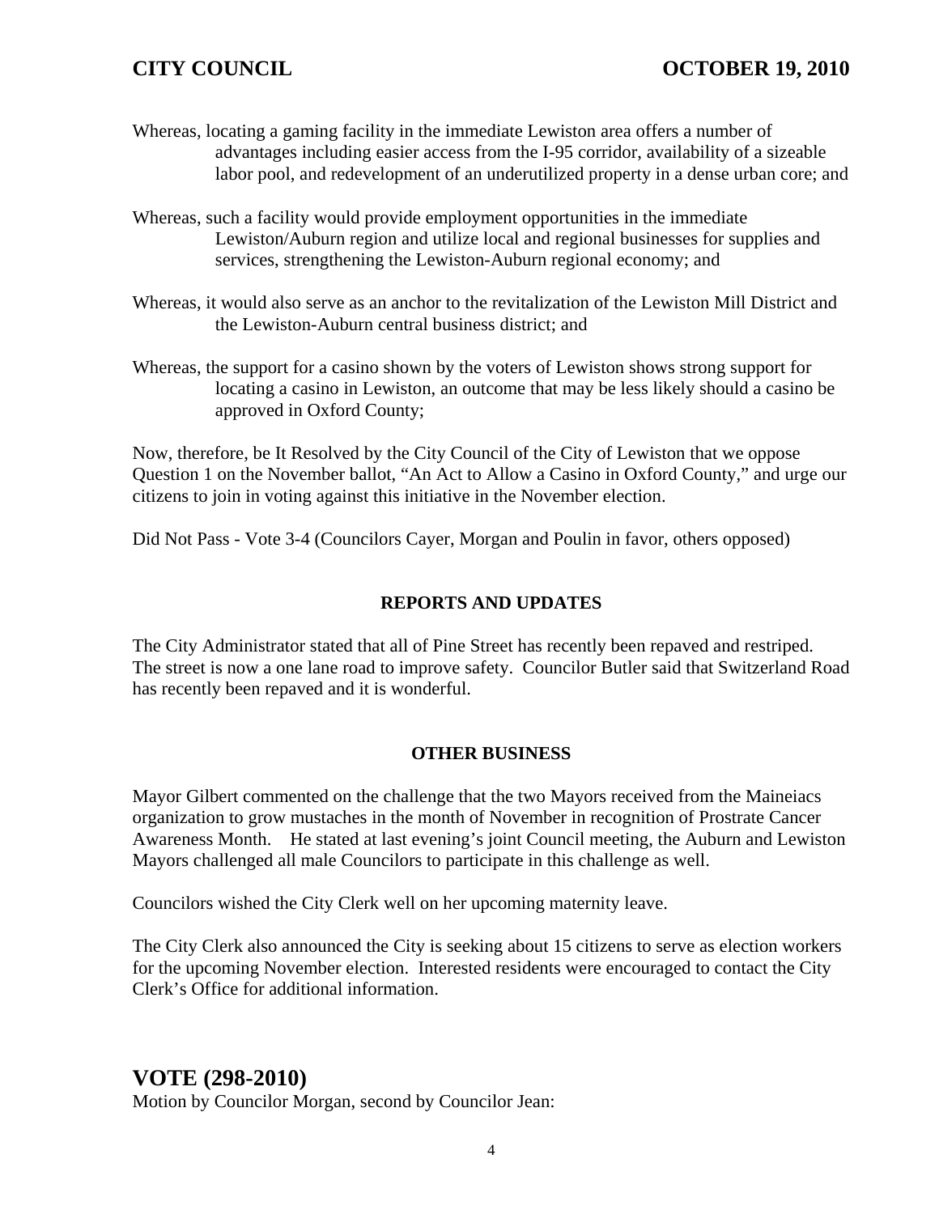Whereas, locating a gaming facility in the immediate Lewiston area offers a number of advantages including easier access from the I-95 corridor, availability of a sizeable labor pool, and redevelopment of an underutilized property in a dense urban core; and

Whereas, such a facility would provide employment opportunities in the immediate Lewiston/Auburn region and utilize local and regional businesses for supplies and services, strengthening the Lewiston-Auburn regional economy; and

Whereas, it would also serve as an anchor to the revitalization of the Lewiston Mill District and the Lewiston-Auburn central business district; and

Whereas, the support for a casino shown by the voters of Lewiston shows strong support for locating a casino in Lewiston, an outcome that may be less likely should a casino be approved in Oxford County;

Now, therefore, be It Resolved by the City Council of the City of Lewiston that we oppose Question 1 on the November ballot, "An Act to Allow a Casino in Oxford County," and urge our citizens to join in voting against this initiative in the November election.

Did Not Pass - Vote 3-4 (Councilors Cayer, Morgan and Poulin in favor, others opposed)

### REPORTS AND UPDATES

The City Administrator stated that all of Pine Street has recently been repaved and restriped. The street is now a one lane road to improve safety. Councilor Butler said that Switzerland Road has recently been repaved and it is wonderful.

### OTHER BUSINESS

Mayor Gilbert commented on the challenge that the two Mayors received from the Maineiacs organization to grow mustaches in the month of November in recognition of Prostrate Cancer Awareness Month. He stated at last evening's joint Council meeting, the Auburn and Lewiston Mayors challenged all male Councilors to participate in this challenge as well.

Councilors wished the City Clerk well on her upcoming maternity leave.

The City Clerk also announced the City is seeking about 15 citizens to serve as election workers for the upcoming November election. Interested residents were encouraged to contact the City Clerk's Office for additional information.

## VOTE (298-2010)

Motion by Councilor Morgan, second by Councilor Jean: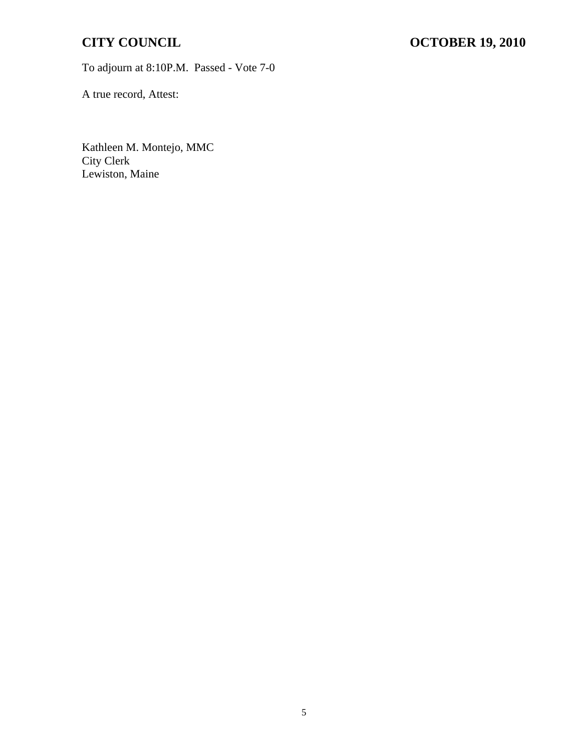To adjourn at 8:10P.M. Passed - Vote 7-0

A true record, Attest:

Kathleen M. Montejo, MMC  
City Clerk  
Lewiston, Maine